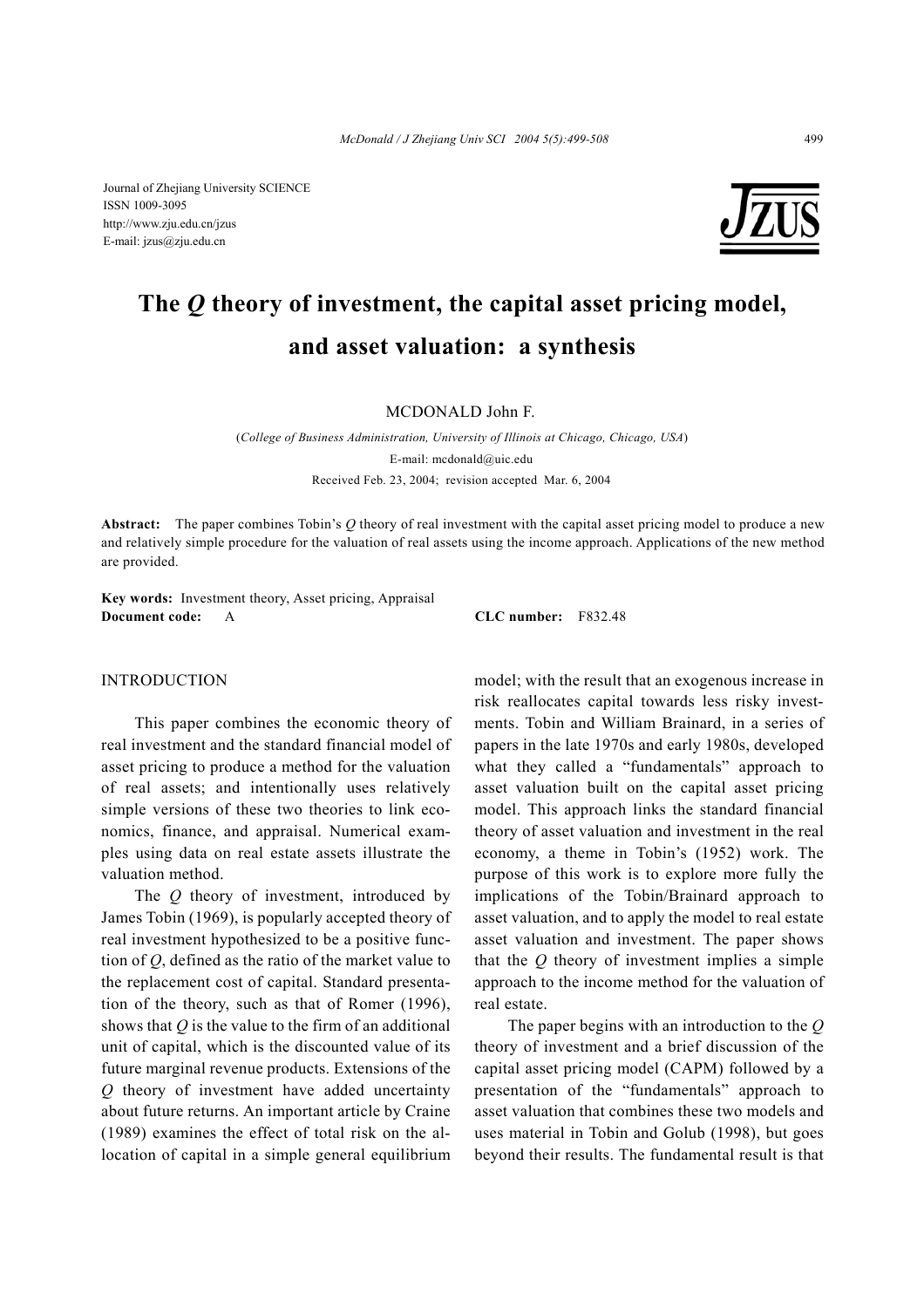Journal of Zhejiang University SCIENCE
ISSN 1009-3095
http://www.zju.edu.cn/jzus
E-mail: jzus@zju.edu.cn

# The *Q* theory of investment, the capital asset pricing model, and asset valuation: a synthesis

MCDONALD John F.

(*College of Business Administration, University of Illinois at Chicago, Chicago, USA*)

E-mail: mcdonald@uic.edu

Received Feb. 23, 2004; revision accepted Mar. 6, 2004

**Abstract:** The paper combines Tobin's *Q* theory of real investment with the capital asset pricing model to produce a new and relatively simple procedure for the valuation of real assets using the income approach. Applications of the new method are provided.

**Key words:** Investment theory, Asset pricing, Appraisal

**Document code:** A **CLC number:** F832.48

## INTRODUCTION

This paper combines the economic theory of real investment and the standard financial model of asset pricing to produce a method for the valuation of real assets; and intentionally uses relatively simple versions of these two theories to link economics, finance, and appraisal. Numerical examples using data on real estate assets illustrate the valuation method.

The *Q* theory of investment, introduced by James Tobin (1969), is popularly accepted theory of real investment hypothesized to be a positive function of *Q*, defined as the ratio of the market value to the replacement cost of capital. Standard presentation of the theory, such as that of Romer (1996), shows that *Q* is the value to the firm of an additional unit of capital, which is the discounted value of its future marginal revenue products. Extensions of the *Q* theory of investment have added uncertainty about future returns. An important article by Craine (1989) examines the effect of total risk on the allocation of capital in a simple general equilibrium model; with the result that an exogenous increase in risk reallocates capital towards less risky investments. Tobin and William Brainard, in a series of papers in the late 1970s and early 1980s, developed what they called a "fundamentals" approach to asset valuation built on the capital asset pricing model. This approach links the standard financial theory of asset valuation and investment in the real economy, a theme in Tobin's (1952) work. The purpose of this work is to explore more fully the implications of the Tobin/Brainard approach to asset valuation, and to apply the model to real estate asset valuation and investment. The paper shows that the *Q* theory of investment implies a simple approach to the income method for the valuation of real estate.

The paper begins with an introduction to the *Q* theory of investment and a brief discussion of the capital asset pricing model (CAPM) followed by a presentation of the "fundamentals" approach to asset valuation that combines these two models and uses material in Tobin and Golub (1998), but goes beyond their results. The fundamental result is that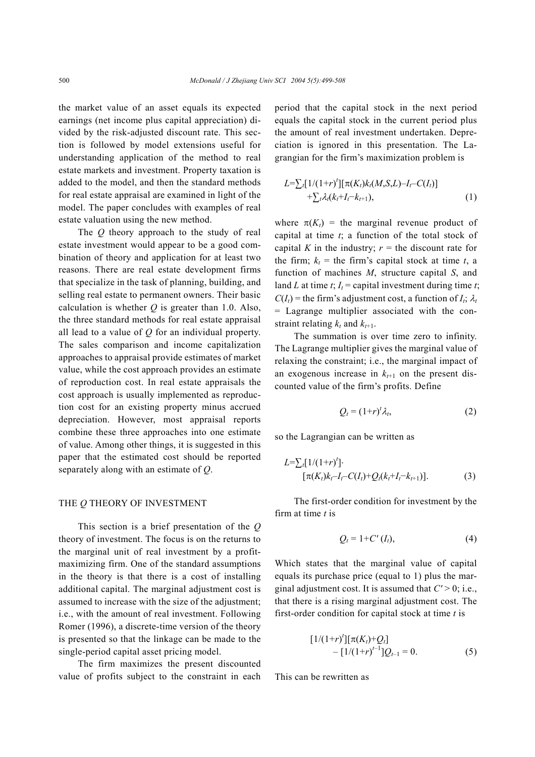the market value of an asset equals its expected earnings (net income plus capital appreciation) divided by the risk-adjusted discount rate. This section is followed by model extensions useful for understanding application of the method to real estate markets and investment. Property taxation is added to the model, and then the standard methods for real estate appraisal are examined in light of the model. The paper concludes with examples of real estate valuation using the new method.

The $Q$ theory approach to the study of real estate investment would appear to be a good combination of theory and application for at least two reasons. There are real estate development firms that specialize in the task of planning, building, and selling real estate to permanent owners. Their basic calculation is whether $Q$ is greater than 1.0. Also, the three standard methods for real estate appraisal all lead to a value of $Q$ for an individual property. The sales comparison and income capitalization approaches to appraisal provide estimates of market value, while the cost approach provides an estimate of reproduction cost. In real estate appraisals the cost approach is usually implemented as reproduction cost for an existing property minus accrued depreciation. However, most appraisal reports combine these three approaches into one estimate of value. Among other things, it is suggested in this paper that the estimated cost should be reported separately along with an estimate of $Q$.

## THE $Q$ THEORY OF INVESTMENT

This section is a brief presentation of the $Q$ theory of investment. The focus is on the returns to the marginal unit of real investment by a profit-maximizing firm. One of the standard assumptions in the theory is that there is a cost of installing additional capital. The marginal adjustment cost is assumed to increase with the size of the adjustment; i.e., with the amount of real investment. Following Romer (1996), a discrete-time version of the theory is presented so that the linkage can be made to the single-period capital asset pricing model.

The firm maximizes the present discounted value of profits subject to the constraint in each period that the capital stock in the next period equals the capital stock in the current period plus the amount of real investment undertaken. Depreciation is ignored in this presentation. The Lagrangian for the firm's maximization problem is

$$L=\sum_t[1/(1+r)^t][\pi(K_t)k_t(M,S,L)-I_t-C(I_t)] + \sum_t \lambda_t(k_t+I_t-k_{t+1}), \tag{1}$$

where $\pi(K_t)$ = the marginal revenue product of capital at time $t$; a function of the total stock of capital $K$ in the industry; $r$ = the discount rate for the firm; $k_t$ = the firm's capital stock at time $t$, a function of machines $M$, structure capital $S$, and land $L$ at time $t$; $I_t$ = capital investment during time $t$; $C(I_t)$ = the firm's adjustment cost, a function of $I_t$; $\lambda_t$ = Lagrange multiplier associated with the constraint relating $k_t$ and $k_{t+1}$.

The summation is over time zero to infinity. The Lagrange multiplier gives the marginal value of relaxing the constraint; i.e., the marginal impact of an exogenous increase in $k_{t+1}$ on the present discounted value of the firm's profits. Define

$$Q_t = (1+r)^t \lambda_t, \tag{2}$$

so the Lagrangian can be written as

$$L=\sum_t[1/(1+r)^t]\cdot[\pi(K_t)k_t-I_t-C(I_t)+Q_t(k_t+I_t-k_{t+1})]. \tag{3}$$

The first-order condition for investment by the firm at time $t$ is

$$Q_t = 1+C'(I_t), \tag{4}$$

Which states that the marginal value of capital equals its purchase price (equal to 1) plus the marginal adjustment cost. It is assumed that $C'>0$; i.e., that there is a rising marginal adjustment cost. The first-order condition for capital stock at time $t$ is

$$[1/(1+r)^t][\pi(K_t)+Q_t] - [1/(1+r)^{t-1}]Q_{t-1} = 0. \tag{5}$$

This can be rewritten as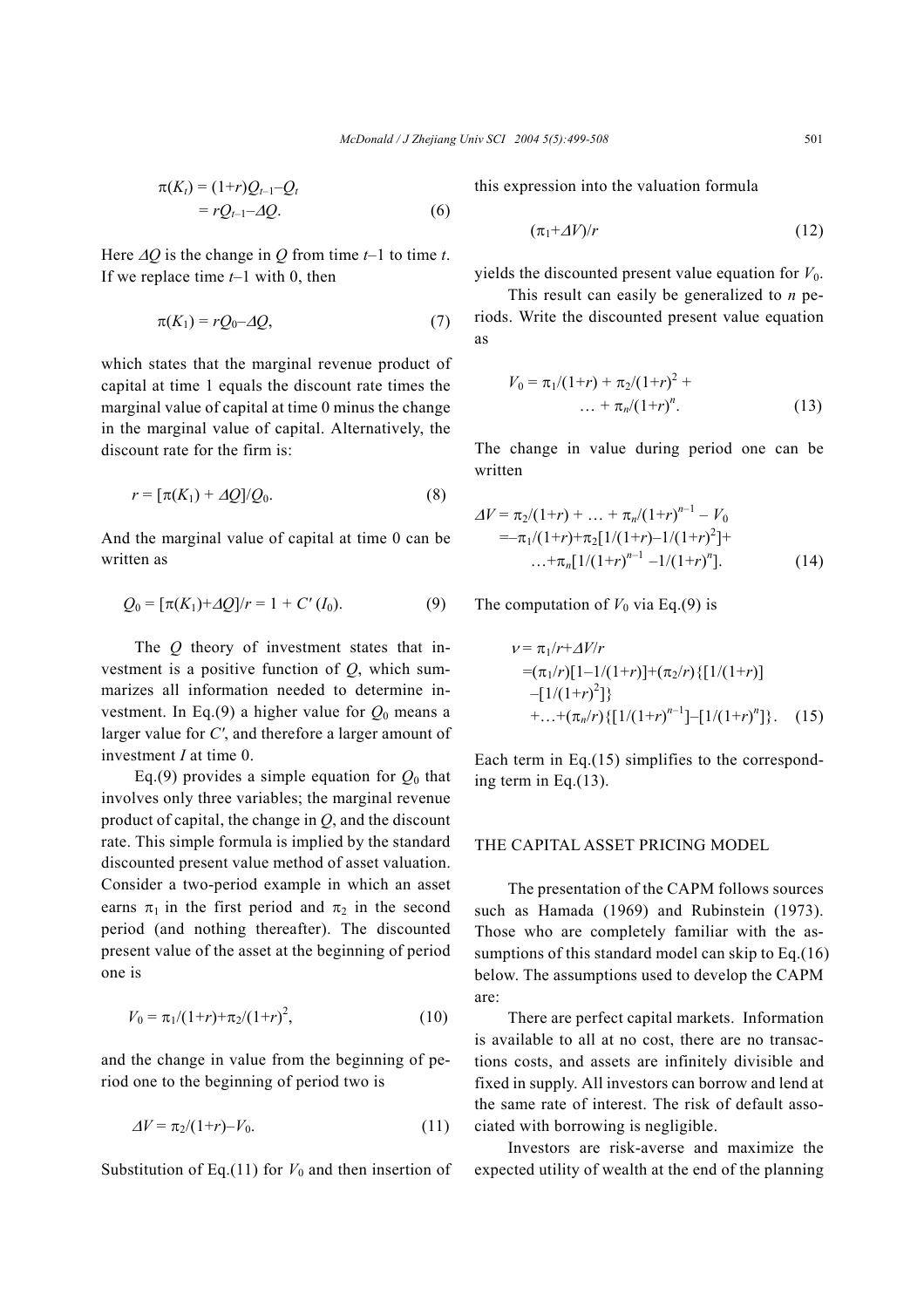$$\pi(K_t) = (1+r)Q_{t-1} - Q_t$$
$$= rQ_{t-1} - \Delta Q. \quad (6)$$

Here $\Delta Q$ is the change in $Q$ from time $t$–1 to time $t$. If we replace time $t$–1 with 0, then

$$\pi(K_1) = rQ_0 - \Delta Q, \quad (7)$$

which states that the marginal revenue product of capital at time 1 equals the discount rate times the marginal value of capital at time 0 minus the change in the marginal value of capital. Alternatively, the discount rate for the firm is:

$$r = [\pi(K_1) + \Delta Q]/Q_0. \quad (8)$$

And the marginal value of capital at time 0 can be written as

$$Q_0 = [\pi(K_1) + \Delta Q]/r = 1 + C'(I_0). \quad (9)$$

The $Q$ theory of investment states that investment is a positive function of $Q$, which summarizes all information needed to determine investment. In Eq.(9) a higher value for $Q_0$ means a larger value for $C'$, and therefore a larger amount of investment $I$ at time 0.

Eq.(9) provides a simple equation for $Q_0$ that involves only three variables; the marginal revenue product of capital, the change in $Q$, and the discount rate. This simple formula is implied by the standard discounted present value method of asset valuation. Consider a two-period example in which an asset earns $\pi_1$ in the first period and $\pi_2$ in the second period (and nothing thereafter). The discounted present value of the asset at the beginning of period one is

$$V_0 = \pi_1/(1+r) + \pi_2/(1+r)^2, \quad (10)$$

and the change in value from the beginning of period one to the beginning of period two is

$$\Delta V = \pi_2/(1+r) - V_0. \quad (11)$$

Substitution of Eq.(11) for $V_0$ and then insertion of this expression into the valuation formula

$$(\pi_1 + \Delta V)/r \quad (12)$$

yields the discounted present value equation for $V_0$.

This result can easily be generalized to $n$ periods. Write the discounted present value equation as

$$V_0 = \pi_1/(1+r) + \pi_2/(1+r)^2 + \ldots + \pi_n/(1+r)^n. \quad (13)$$

The change in value during period one can be written

$$\Delta V = \pi_2/(1+r) + \ldots + \pi_n/(1+r)^{n-1} - V_0$$
$$= -\pi_1/(1+r) + \pi_2[1/(1+r) - 1/(1+r)^2] + \ldots + \pi_n[1/(1+r)^{n-1} - 1/(1+r)^n]. \quad (14)$$

The computation of $V_0$ via Eq.(9) is

$$v = \pi_1/r + \Delta V/r$$
$$= (\pi_1/r)[1 - 1/(1+r)] + (\pi_2/r)\{[1/(1+r)] - [1/(1+r)^2]\} + \ldots + (\pi_n/r)\{[1/(1+r)^{n-1}] - [1/(1+r)^n]\}. \quad (15)$$

Each term in Eq.(15) simplifies to the corresponding term in Eq.(13).

## THE CAPITAL ASSET PRICING MODEL

The presentation of the CAPM follows sources such as Hamada (1969) and Rubinstein (1973). Those who are completely familiar with the assumptions of this standard model can skip to Eq.(16) below. The assumptions used to develop the CAPM are:

There are perfect capital markets. Information is available to all at no cost, there are no transactions costs, and assets are infinitely divisible and fixed in supply. All investors can borrow and lend at the same rate of interest. The risk of default associated with borrowing is negligible.

Investors are risk-averse and maximize the expected utility of wealth at the end of the planning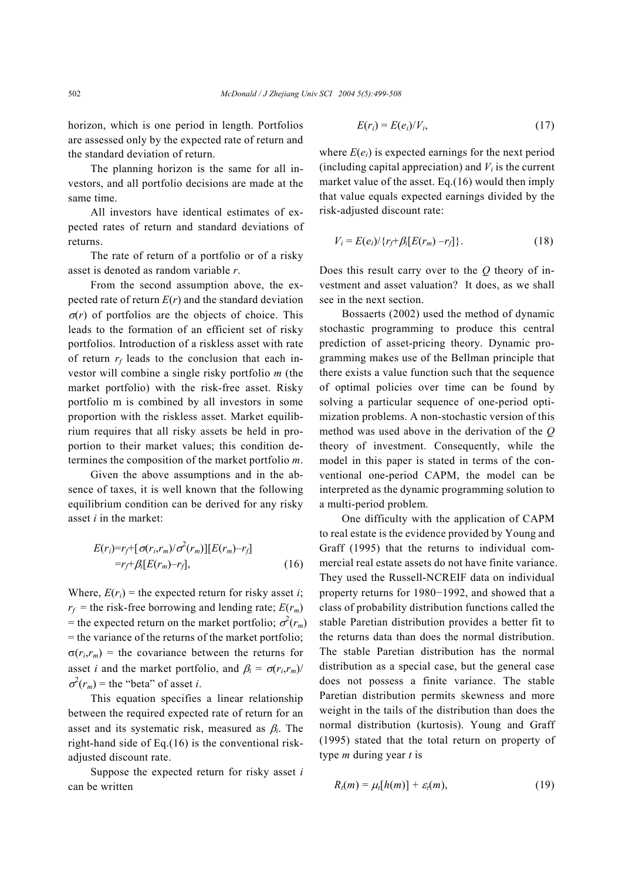horizon, which is one period in length. Portfolios are assessed only by the expected rate of return and the standard deviation of return.

The planning horizon is the same for all investors, and all portfolio decisions are made at the same time.

All investors have identical estimates of expected rates of return and standard deviations of returns.

The rate of return of a portfolio or of a risky asset is denoted as random variable $r$.

From the second assumption above, the expected rate of return $E(r)$ and the standard deviation $\sigma(r)$ of portfolios are the objects of choice. This leads to the formation of an efficient set of risky portfolios. Introduction of a riskless asset with rate of return $r_f$ leads to the conclusion that each investor will combine a single risky portfolio $m$ (the market portfolio) with the risk-free asset. Risky portfolio m is combined by all investors in some proportion with the riskless asset. Market equilibrium requires that all risky assets be held in proportion to their market values; this condition determines the composition of the market portfolio $m$.

Given the above assumptions and in the absence of taxes, it is well known that the following equilibrium condition can be derived for any risky asset $i$ in the market:

$$\begin{aligned} E(r_i) &= r_f + [\sigma(r_i, r_m)/\sigma^2(r_m)][E(r_m) - r_f] \\ &= r_f + \beta_i[E(r_m) - r_f], \end{aligned} \tag{16}$$

Where, $E(r_i)$ = the expected return for risky asset $i$; $r_f$ = the risk-free borrowing and lending rate; $E(r_m)$ = the expected return on the market portfolio; $\sigma^2(r_m)$ = the variance of the returns of the market portfolio; $\sigma(r_i,r_m)$ = the covariance between the returns for asset $i$ and the market portfolio, and $\beta_i = \sigma(r_i,r_m)/\sigma^2(r_m)$ = the "beta" of asset $i$.

This equation specifies a linear relationship between the required expected rate of return for an asset and its systematic risk, measured as $\beta_i$. The right-hand side of Eq.(16) is the conventional risk-adjusted discount rate.

Suppose the expected return for risky asset $i$ can be written

$$E(r_i) = E(e_i)/V_i, \tag{17}$$

where $E(e_i)$ is expected earnings for the next period (including capital appreciation) and $V_i$ is the current market value of the asset. Eq.(16) would then imply that value equals expected earnings divided by the risk-adjusted discount rate:

$$V_i = E(e_i)/\{r_f + \beta_i[E(r_m) - r_f]\}. \tag{18}$$

Does this result carry over to the $Q$ theory of investment and asset valuation? It does, as we shall see in the next section.

Bossaerts (2002) used the method of dynamic stochastic programming to produce this central prediction of asset-pricing theory. Dynamic programming makes use of the Bellman principle that there exists a value function such that the sequence of optimal policies over time can be found by solving a particular sequence of one-period optimization problems. A non-stochastic version of this method was used above in the derivation of the $Q$ theory of investment. Consequently, while the model in this paper is stated in terms of the conventional one-period CAPM, the model can be interpreted as the dynamic programming solution to a multi-period problem.

One difficulty with the application of CAPM to real estate is the evidence provided by Young and Graff (1995) that the returns to individual commercial real estate assets do not have finite variance. They used the Russell-NCREIF data on individual property returns for 1980−1992, and showed that a class of probability distribution functions called the stable Paretian distribution provides a better fit to the returns data than does the normal distribution. The stable Paretian distribution has the normal distribution as a special case, but the general case does not possess a finite variance. The stable Paretian distribution permits skewness and more weight in the tails of the distribution than does the normal distribution (kurtosis). Young and Graff (1995) stated that the total return on property of type $m$ during year $t$ is

$$R_t(m) = \mu_t[h(m)] + \varepsilon_t(m), \tag{19}$$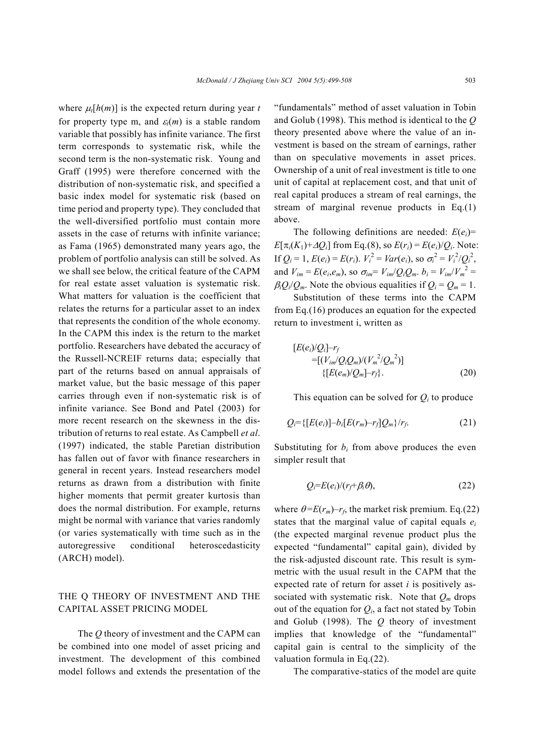where $\mu_t[h(m)]$ is the expected return during year $t$ for property type m, and $\varepsilon_t(m)$ is a stable random variable that possibly has infinite variance. The first term corresponds to systematic risk, while the second term is the non-systematic risk. Young and Graff (1995) were therefore concerned with the distribution of non-systematic risk, and specified a basic index model for systematic risk (based on time period and property type). They concluded that the well-diversified portfolio must contain more assets in the case of returns with infinite variance; as Fama (1965) demonstrated many years ago, the problem of portfolio analysis can still be solved. As we shall see below, the critical feature of the CAPM for real estate asset valuation is systematic risk. What matters for valuation is the coefficient that relates the returns for a particular asset to an index that represents the condition of the whole economy. In the CAPM this index is the return to the market portfolio. Researchers have debated the accuracy of the Russell-NCREIF returns data; especially that part of the returns based on annual appraisals of market value, but the basic message of this paper carries through even if non-systematic risk is of infinite variance. See Bond and Patel (2003) for more recent research on the skewness in the distribution of returns to real estate. As Campbell *et al*. (1997) indicated, the stable Paretian distribution has fallen out of favor with finance researchers in general in recent years. Instead researchers model returns as drawn from a distribution with finite higher moments that permit greater kurtosis than does the normal distribution. For example, returns might be normal with variance that varies randomly (or varies systematically with time such as in the autoregressive conditional heteroscedasticity (ARCH) model).

## THE Q THEORY OF INVESTMENT AND THE CAPITAL ASSET PRICING MODEL

The *Q* theory of investment and the CAPM can be combined into one model of asset pricing and investment. The development of this combined model follows and extends the presentation of the "fundamentals" method of asset valuation in Tobin and Golub (1998). This method is identical to the *Q* theory presented above where the value of an investment is based on the stream of earnings, rather than on speculative movements in asset prices. Ownership of a unit of real investment is title to one unit of capital at replacement cost, and that unit of real capital produces a stream of real earnings, the stream of marginal revenue products in Eq.(1) above.

The following definitions are needed: $E(e_i)=E[\pi_i(K_1)+\Delta Q_i]$ from Eq.(8), so $E(r_i)=E(e_i)/Q_i$. Note: If $Q_i=1$, $E(e_i)=E(r_i)$. $V_i^2=Var(e_i)$, so $\sigma_i^2=V_i^2/Q_i^2$, and $V_{im}=E(e_i,e_m)$, so $\sigma_{im}=V_{im}/Q_iQ_m$. $b_i=V_{im}/V_m^2=\beta_iQ_i/Q_m$. Note the obvious equalities if $Q_i=Q_m=1$.

Substitution of these terms into the CAPM from Eq.(16) produces an equation for the expected return to investment i, written as

$$[E(e_i)/Q_i]-r_f =[(V_{im}/Q_iQ_m)/(V_m^2/Q_m^2)]\{[E(e_m)/Q_m]-r_f\}. \tag{20}$$

This equation can be solved for $Q_i$ to produce

$$Q_i=\{[E(e_i)]-b_i[E(r_m)-r_f]Q_m\}/r_f. \tag{21}$$

Substituting for $b_i$ from above produces the even simpler result that

$$Q_i=E(e_i)/(r_f+\beta_i\theta), \tag{22}$$

where $\theta=E(r_m)-r_f$, the market risk premium. Eq.(22) states that the marginal value of capital equals $e_i$ (the expected marginal revenue product plus the expected "fundamental" capital gain), divided by the risk-adjusted discount rate. This result is symmetric with the usual result in the CAPM that the expected rate of return for asset $i$ is positively associated with systematic risk. Note that $Q_m$ drops out of the equation for $Q_i$, a fact not stated by Tobin and Golub (1998). The *Q* theory of investment implies that knowledge of the "fundamental" capital gain is central to the simplicity of the valuation formula in Eq.(22).

The comparative-statics of the model are quite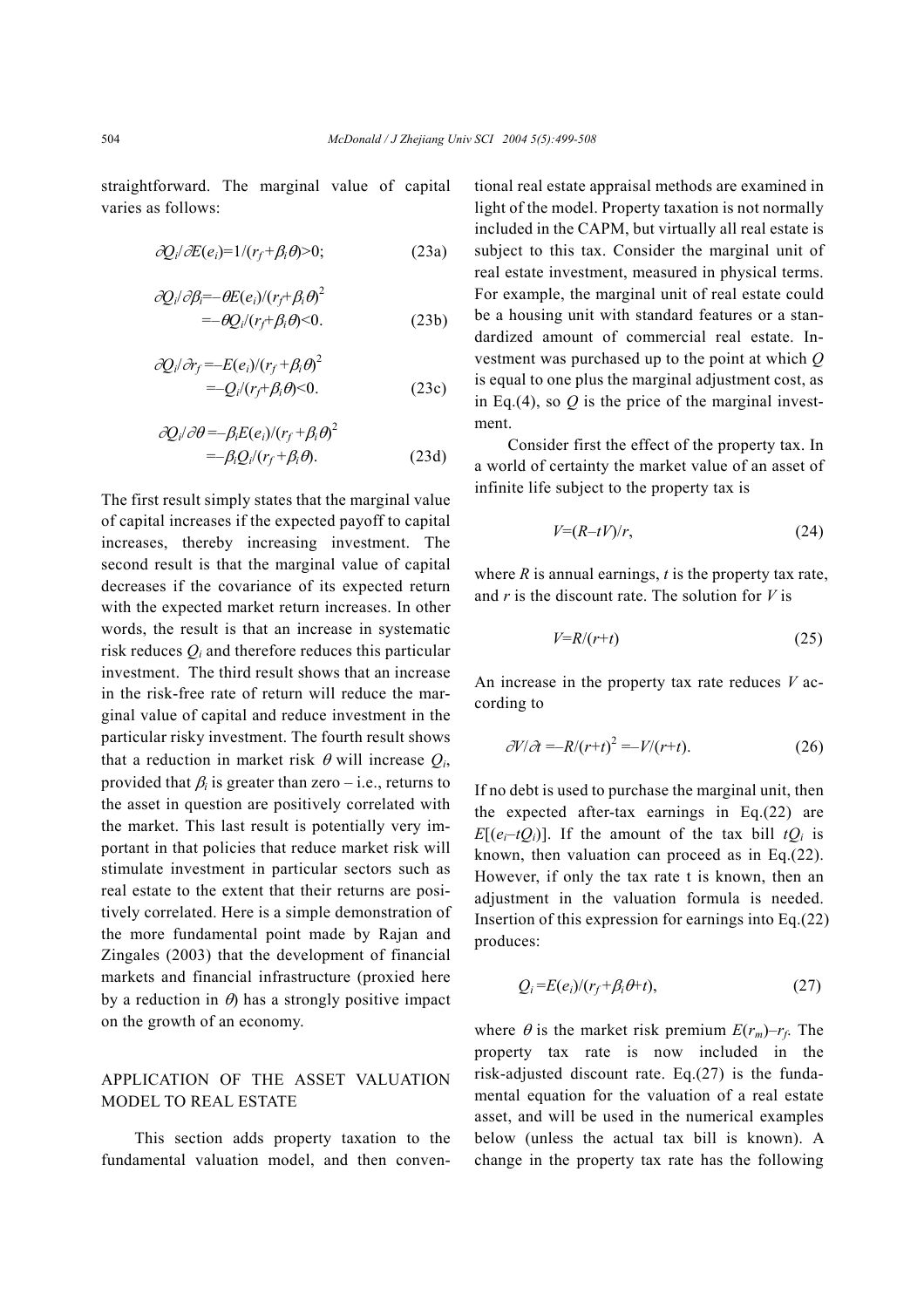straightforward. The marginal value of capital varies as follows:

$$\partial Q_i/\partial E(e_i)=1/(r_f+\beta_i\theta)>0; \tag{23a}$$

$$\partial Q_i/\partial \beta_i=-\theta E(e_i)/(r_f+\beta_i\theta)^2 =-\theta Q_i/(r_f+\beta_i\theta)<0. \tag{23b}$$

$$\partial Q_i/\partial r_f=-E(e_i)/(r_f+\beta_i\theta)^2 =-Q_i/(r_f+\beta_i\theta)<0. \tag{23c}$$

$$\partial Q_i/\partial \theta=-\beta_i E(e_i)/(r_f+\beta_i\theta)^2 =-\beta_i Q_i/(r_f+\beta_i\theta). \tag{23d}$$

The first result simply states that the marginal value of capital increases if the expected payoff to capital increases, thereby increasing investment. The second result is that the marginal value of capital decreases if the covariance of its expected return with the expected market return increases. In other words, the result is that an increase in systematic risk reduces $Q_i$ and therefore reduces this particular investment. The third result shows that an increase in the risk-free rate of return will reduce the marginal value of capital and reduce investment in the particular risky investment. The fourth result shows that a reduction in market risk $\theta$ will increase $Q_i$, provided that $\beta_i$ is greater than zero – i.e., returns to the asset in question are positively correlated with the market. This last result is potentially very important in that policies that reduce market risk will stimulate investment in particular sectors such as real estate to the extent that their returns are positively correlated. Here is a simple demonstration of the more fundamental point made by Rajan and Zingales (2003) that the development of financial markets and financial infrastructure (proxied here by a reduction in $\theta$) has a strongly positive impact on the growth of an economy.

## APPLICATION OF THE ASSET VALUATION MODEL TO REAL ESTATE

This section adds property taxation to the fundamental valuation model, and then conventional real estate appraisal methods are examined in light of the model. Property taxation is not normally included in the CAPM, but virtually all real estate is subject to this tax. Consider the marginal unit of real estate investment, measured in physical terms. For example, the marginal unit of real estate could be a housing unit with standard features or a standardized amount of commercial real estate. Investment was purchased up to the point at which $Q$ is equal to one plus the marginal adjustment cost, as in Eq.(4), so $Q$ is the price of the marginal investment.

Consider first the effect of the property tax. In a world of certainty the market value of an asset of infinite life subject to the property tax is

$$V=(R-tV)/r, \tag{24}$$

where $R$ is annual earnings, $t$ is the property tax rate, and $r$ is the discount rate. The solution for $V$ is

$$V=R/(r+t) \tag{25}$$

An increase in the property tax rate reduces $V$ according to

$$\partial V/\partial t=-R/(r+t)^2=-V/(r+t). \tag{26}$$

If no debt is used to purchase the marginal unit, then the expected after-tax earnings in Eq.(22) are $E[(e_i-tQ_i)]$. If the amount of the tax bill $tQ_i$ is known, then valuation can proceed as in Eq.(22). However, if only the tax rate t is known, then an adjustment in the valuation formula is needed. Insertion of this expression for earnings into Eq.(22) produces:

$$Q_i=E(e_i)/(r_f+\beta_i\theta+t), \tag{27}$$

where $\theta$ is the market risk premium $E(r_m)-r_f$. The property tax rate is now included in the risk-adjusted discount rate. Eq.(27) is the fundamental equation for the valuation of a real estate asset, and will be used in the numerical examples below (unless the actual tax bill is known). A change in the property tax rate has the following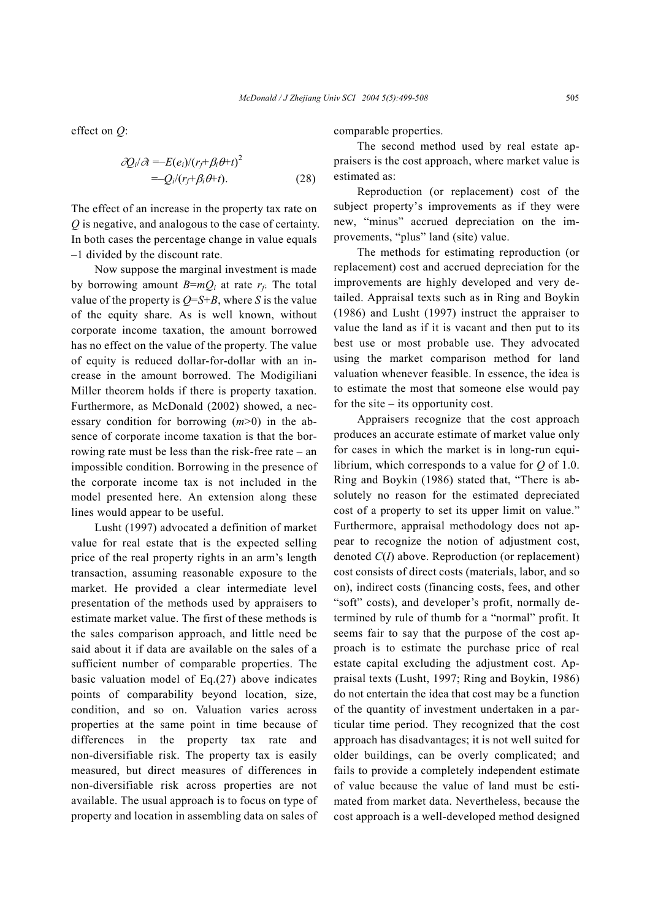effect on $Q$:

$$\partial Q_i/\partial t = -E(e_i)/(r_f+\beta_i\theta+t)^2$$
$$= -Q_i/(r_f+\beta_i\theta+t). \quad (28)$$

The effect of an increase in the property tax rate on $Q$ is negative, and analogous to the case of certainty. In both cases the percentage change in value equals –1 divided by the discount rate.

Now suppose the marginal investment is made by borrowing amount $B=mQ_i$ at rate $r_f$. The total value of the property is $Q=S+B$, where $S$ is the value of the equity share. As is well known, without corporate income taxation, the amount borrowed has no effect on the value of the property. The value of equity is reduced dollar-for-dollar with an increase in the amount borrowed. The Modigiliani Miller theorem holds if there is property taxation. Furthermore, as McDonald (2002) showed, a necessary condition for borrowing ($m>0$) in the absence of corporate income taxation is that the borrowing rate must be less than the risk-free rate – an impossible condition. Borrowing in the presence of the corporate income tax is not included in the model presented here. An extension along these lines would appear to be useful.

Lusht (1997) advocated a definition of market value for real estate that is the expected selling price of the real property rights in an arm's length transaction, assuming reasonable exposure to the market. He provided a clear intermediate level presentation of the methods used by appraisers to estimate market value. The first of these methods is the sales comparison approach, and little need be said about it if data are available on the sales of a sufficient number of comparable properties. The basic valuation model of Eq.(27) above indicates points of comparability beyond location, size, condition, and so on. Valuation varies across properties at the same point in time because of differences in the property tax rate and non-diversifiable risk. The property tax is easily measured, but direct measures of differences in non-diversifiable risk across properties are not available. The usual approach is to focus on type of property and location in assembling data on sales of comparable properties.

The second method used by real estate appraisers is the cost approach, where market value is estimated as:

Reproduction (or replacement) cost of the subject property's improvements as if they were new, "minus" accrued depreciation on the improvements, "plus" land (site) value.

The methods for estimating reproduction (or replacement) cost and accrued depreciation for the improvements are highly developed and very detailed. Appraisal texts such as in Ring and Boykin (1986) and Lusht (1997) instruct the appraiser to value the land as if it is vacant and then put to its best use or most probable use. They advocated using the market comparison method for land valuation whenever feasible. In essence, the idea is to estimate the most that someone else would pay for the site – its opportunity cost.

Appraisers recognize that the cost approach produces an accurate estimate of market value only for cases in which the market is in long-run equilibrium, which corresponds to a value for $Q$ of 1.0. Ring and Boykin (1986) stated that, "There is absolutely no reason for the estimated depreciated cost of a property to set its upper limit on value." Furthermore, appraisal methodology does not appear to recognize the notion of adjustment cost, denoted $C(I)$ above. Reproduction (or replacement) cost consists of direct costs (materials, labor, and so on), indirect costs (financing costs, fees, and other "soft" costs), and developer's profit, normally determined by rule of thumb for a "normal" profit. It seems fair to say that the purpose of the cost approach is to estimate the purchase price of real estate capital excluding the adjustment cost. Appraisal texts (Lusht, 1997; Ring and Boykin, 1986) do not entertain the idea that cost may be a function of the quantity of investment undertaken in a particular time period. They recognized that the cost approach has disadvantages; it is not well suited for older buildings, can be overly complicated; and fails to provide a completely independent estimate of value because the value of land must be estimated from market data. Nevertheless, because the cost approach is a well-developed method designed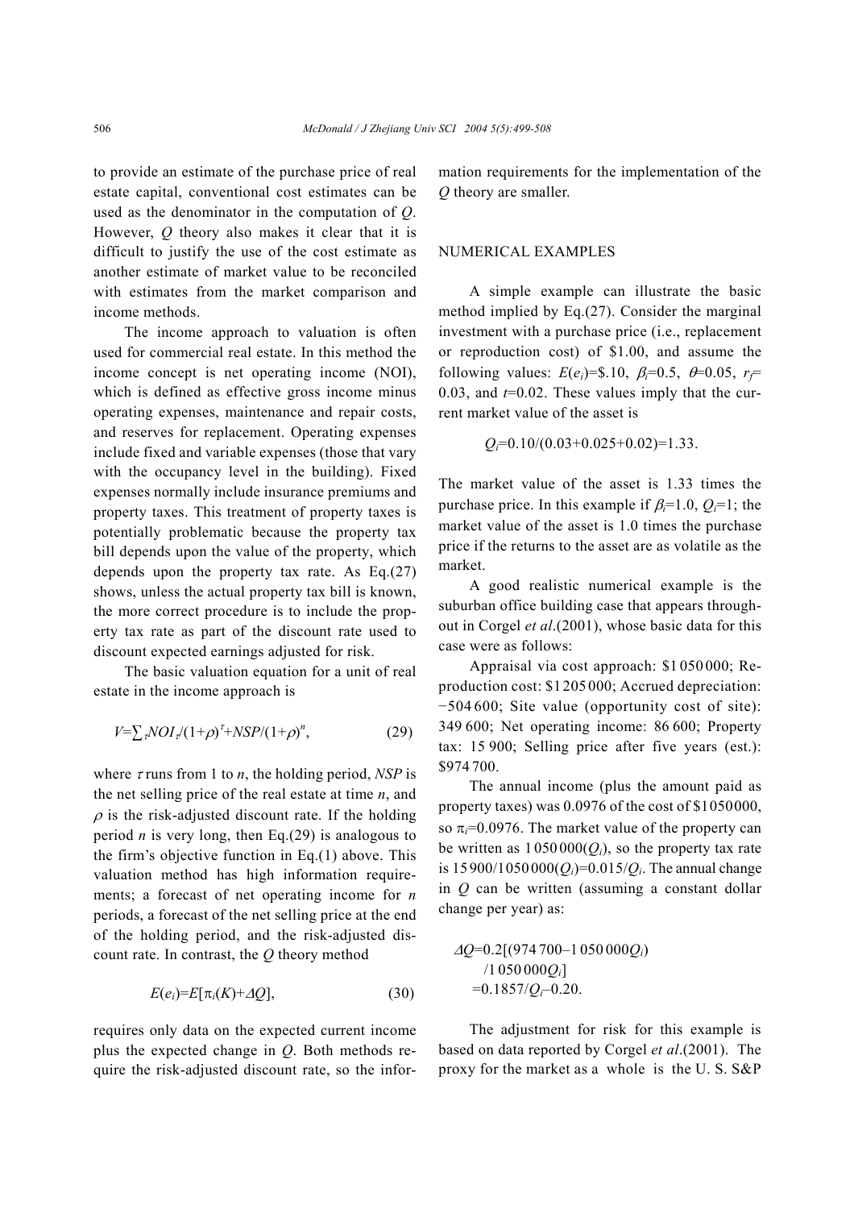to provide an estimate of the purchase price of real estate capital, conventional cost estimates can be used as the denominator in the computation of $Q$. However, $Q$ theory also makes it clear that it is difficult to justify the use of the cost estimate as another estimate of market value to be reconciled with estimates from the market comparison and income methods.

The income approach to valuation is often used for commercial real estate. In this method the income concept is net operating income (NOI), which is defined as effective gross income minus operating expenses, maintenance and repair costs, and reserves for replacement. Operating expenses include fixed and variable expenses (those that vary with the occupancy level in the building). Fixed expenses normally include insurance premiums and property taxes. This treatment of property taxes is potentially problematic because the property tax bill depends upon the value of the property, which depends upon the property tax rate. As Eq.(27) shows, unless the actual property tax bill is known, the more correct procedure is to include the property tax rate as part of the discount rate used to discount expected earnings adjusted for risk.

The basic valuation equation for a unit of real estate in the income approach is

$$V=\sum_{\tau} NOI_{\tau}/(1+\rho)^{\tau}+NSP/(1+\rho)^{n}, \tag{29}$$

where $\tau$ runs from 1 to $n$, the holding period, $NSP$ is the net selling price of the real estate at time $n$, and $\rho$ is the risk-adjusted discount rate. If the holding period $n$ is very long, then Eq.(29) is analogous to the firm's objective function in Eq.(1) above. This valuation method has high information requirements; a forecast of net operating income for $n$ periods, a forecast of the net selling price at the end of the holding period, and the risk-adjusted discount rate. In contrast, the $Q$ theory method

$$E(e_i)=E[\pi_i(K)+\Delta Q], \tag{30}$$

requires only data on the expected current income plus the expected change in $Q$. Both methods require the risk-adjusted discount rate, so the information requirements for the implementation of the $Q$ theory are smaller.

## NUMERICAL EXAMPLES

A simple example can illustrate the basic method implied by Eq.(27). Consider the marginal investment with a purchase price (i.e., replacement or reproduction cost) of \$1.00, and assume the following values: $E(e_i)$=\$.10, $\beta_i$=0.5, $\theta$=0.05, $r_f$=0.03, and $t$=0.02. These values imply that the current market value of the asset is

$$Q_i=0.10/(0.03+0.025+0.02)=1.33.$$

The market value of the asset is 1.33 times the purchase price. In this example if $\beta_i$=1.0, $Q_i$=1; the market value of the asset is 1.0 times the purchase price if the returns to the asset are as volatile as the market.

A good realistic numerical example is the suburban office building case that appears throughout in Corgel *et al*.(2001), whose basic data for this case were as follows:

Appraisal via cost approach: \$1 050 000; Reproduction cost: \$1 205 000; Accrued depreciation: −504 600; Site value (opportunity cost of site): 349 600; Net operating income: 86 600; Property tax: 15 900; Selling price after five years (est.): \$974 700.

The annual income (plus the amount paid as property taxes) was 0.0976 of the cost of \$1050000, so $\pi_i$=0.0976. The market value of the property can be written as $1\,050\,000(Q_i)$, so the property tax rate is $15\,900/1\,050\,000(Q_i)=0.015/Q_i$. The annual change in $Q$ can be written (assuming a constant dollar change per year) as:

$$\begin{aligned}\Delta Q&=0.2[(974\,700-1\,050\,000Q_i)\\&\quad/1\,050\,000Q_i]\\&=0.1857/Q_i-0.20.\end{aligned}$$

The adjustment for risk for this example is based on data reported by Corgel *et al*.(2001). The proxy for the market as a whole is the U. S. S&P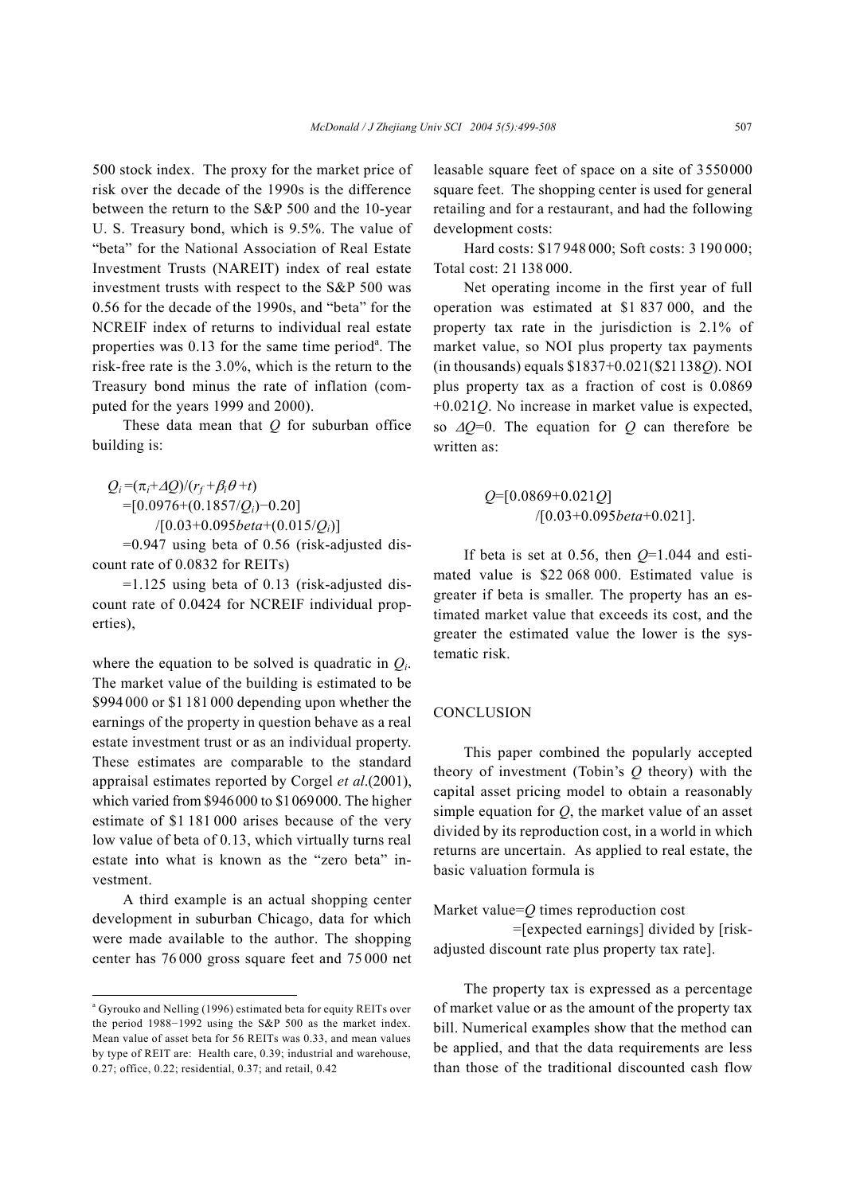500 stock index. The proxy for the market price of risk over the decade of the 1990s is the difference between the return to the S&P 500 and the 10-year U. S. Treasury bond, which is 9.5%. The value of "beta" for the National Association of Real Estate Investment Trusts (NAREIT) index of real estate investment trusts with respect to the S&P 500 was 0.56 for the decade of the 1990s, and "beta" for the NCREIF index of returns to individual real estate properties was 0.13 for the same time period[a]. The risk-free rate is the 3.0%, which is the return to the Treasury bond minus the rate of inflation (computed for the years 1999 and 2000).

These data mean that $Q$ for suburban office building is:

$$Q_i = (\pi_i + \Delta Q)/(r_f + \beta_i \theta + t)$$
$$= [0.0976 + (0.1857/Q_i) - 0.20]$$
$$/[0.03 + 0.095beta + (0.015/Q_i)]$$

$= 0.947$ using beta of 0.56 (risk-adjusted discount rate of 0.0832 for REITs)

$= 1.125$ using beta of 0.13 (risk-adjusted discount rate of 0.0424 for NCREIF individual properties),

where the equation to be solved is quadratic in $Q_i$. The market value of the building is estimated to be \$994 000 or \$1 181 000 depending upon whether the earnings of the property in question behave as a real estate investment trust or as an individual property. These estimates are comparable to the standard appraisal estimates reported by Corgel *et al*.(2001), which varied from \$946 000 to \$1 069 000. The higher estimate of \$1 181 000 arises because of the very low value of beta of 0.13, which virtually turns real estate into what is known as the "zero beta" investment.

A third example is an actual shopping center development in suburban Chicago, data for which were made available to the author. The shopping center has 76 000 gross square feet and 75 000 net leasable square feet of space on a site of 3 550 000 square feet. The shopping center is used for general retailing and for a restaurant, and had the following development costs:

Hard costs: \$17 948 000; Soft costs: 3 190 000; Total cost: 21 138 000.

Net operating income in the first year of full operation was estimated at \$1 837 000, and the property tax rate in the jurisdiction is 2.1% of market value, so NOI plus property tax payments (in thousands) equals \$1837+0.021(\$21138$Q$). NOI plus property tax as a fraction of cost is $0.0869 + 0.021Q$. No increase in market value is expected, so $\Delta Q = 0$. The equation for $Q$ can therefore be written as:

$$Q = [0.0869 + 0.021Q]$$
$$/[0.03 + 0.095beta + 0.021].$$

If beta is set at 0.56, then $Q$=1.044 and estimated value is \$22 068 000. Estimated value is greater if beta is smaller. The property has an estimated market value that exceeds its cost, and the greater the estimated value the lower is the systematic risk.

## CONCLUSION

This paper combined the popularly accepted theory of investment (Tobin's $Q$ theory) with the capital asset pricing model to obtain a reasonably simple equation for $Q$, the market value of an asset divided by its reproduction cost, in a world in which returns are uncertain. As applied to real estate, the basic valuation formula is

Market value=$Q$ times reproduction cost
=[expected earnings] divided by [risk-adjusted discount rate plus property tax rate].

The property tax is expressed as a percentage of market value or as the amount of the property tax bill. Numerical examples show that the method can be applied, and that the data requirements are less than those of the traditional discounted cash flow

[a] Gyrouko and Nelling (1996) estimated beta for equity REITs over the period 1988−1992 using the S&P 500 as the market index. Mean value of asset beta for 56 REITs was 0.33, and mean values by type of REIT are: Health care, 0.39; industrial and warehouse, 0.27; office, 0.22; residential, 0.37; and retail, 0.42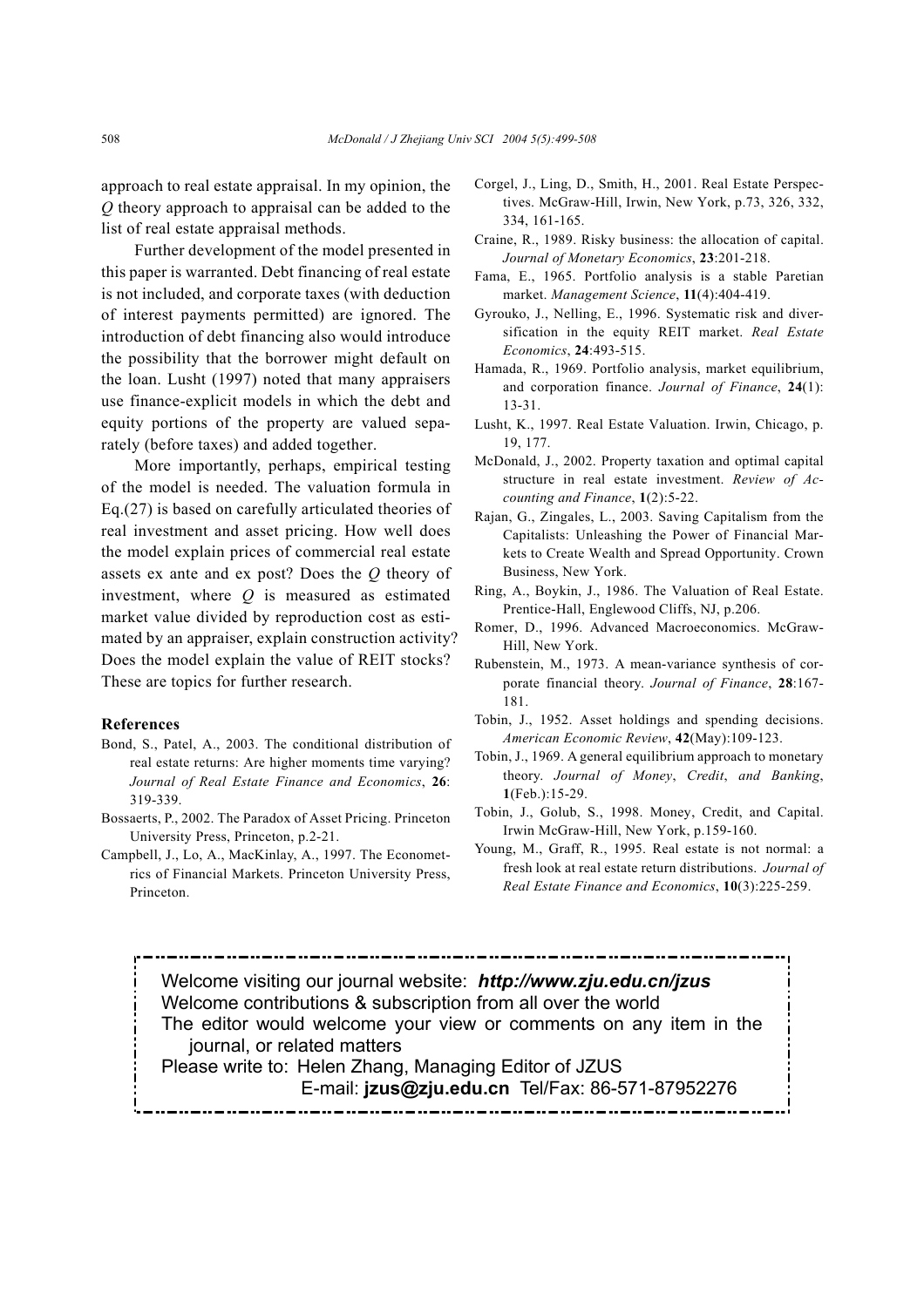approach to real estate appraisal. In my opinion, the *Q* theory approach to appraisal can be added to the list of real estate appraisal methods.

Further development of the model presented in this paper is warranted. Debt financing of real estate is not included, and corporate taxes (with deduction of interest payments permitted) are ignored. The introduction of debt financing also would introduce the possibility that the borrower might default on the loan. Lusht (1997) noted that many appraisers use finance-explicit models in which the debt and equity portions of the property are valued separately (before taxes) and added together.

More importantly, perhaps, empirical testing of the model is needed. The valuation formula in Eq.(27) is based on carefully articulated theories of real investment and asset pricing. How well does the model explain prices of commercial real estate assets ex ante and ex post? Does the *Q* theory of investment, where *Q* is measured as estimated market value divided by reproduction cost as estimated by an appraiser, explain construction activity? Does the model explain the value of REIT stocks? These are topics for further research.

**References**

Bond, S., Patel, A., 2003. The conditional distribution of real estate returns: Are higher moments time varying? *Journal of Real Estate Finance and Economics*, **26**: 319-339.

Bossaerts, P., 2002. The Paradox of Asset Pricing. Princeton University Press, Princeton, p.2-21.

Campbell, J., Lo, A., MacKinlay, A., 1997. The Econometrics of Financial Markets. Princeton University Press, Princeton.

Corgel, J., Ling, D., Smith, H., 2001. Real Estate Perspectives. McGraw-Hill, Irwin, New York, p.73, 326, 332, 334, 161-165.

Craine, R., 1989. Risky business: the allocation of capital. *Journal of Monetary Economics*, **23**:201-218.

Fama, E., 1965. Portfolio analysis is a stable Paretian market. *Management Science*, **11**(4):404-419.

Gyrouko, J., Nelling, E., 1996. Systematic risk and diversification in the equity REIT market. *Real Estate Economics*, **24**:493-515.

Hamada, R., 1969. Portfolio analysis, market equilibrium, and corporation finance. *Journal of Finance*, **24**(1): 13-31.

Lusht, K., 1997. Real Estate Valuation. Irwin, Chicago, p. 19, 177.

McDonald, J., 2002. Property taxation and optimal capital structure in real estate investment. *Review of Accounting and Finance*, **1**(2):5-22.

Rajan, G., Zingales, L., 2003. Saving Capitalism from the Capitalists: Unleashing the Power of Financial Markets to Create Wealth and Spread Opportunity. Crown Business, New York.

Ring, A., Boykin, J., 1986. The Valuation of Real Estate. Prentice-Hall, Englewood Cliffs, NJ, p.206.

Romer, D., 1996. Advanced Macroeconomics. McGraw-Hill, New York.

Rubenstein, M., 1973. A mean-variance synthesis of corporate financial theory. *Journal of Finance*, **28**:167-181.

Tobin, J., 1952. Asset holdings and spending decisions. *American Economic Review*, **42**(May):109-123.

Tobin, J., 1969. A general equilibrium approach to monetary theory. *Journal of Money*, *Credit*, *and Banking*, **1**(Feb.):15-29.

Tobin, J., Golub, S., 1998. Money, Credit, and Capital. Irwin McGraw-Hill, New York, p.159-160.

Young, M., Graff, R., 1995. Real estate is not normal: a fresh look at real estate return distributions. *Journal of Real Estate Finance and Economics*, **10**(3):225-259.

---

Welcome visiting our journal website: ***http://www.zju.edu.cn/jzus***
Welcome contributions & subscription from all over the world
The editor would welcome your view or comments on any item in the journal, or related matters
Please write to: Helen Zhang, Managing Editor of JZUS
E-mail: **jzus@zju.edu.cn** Tel/Fax: 86-571-87952276